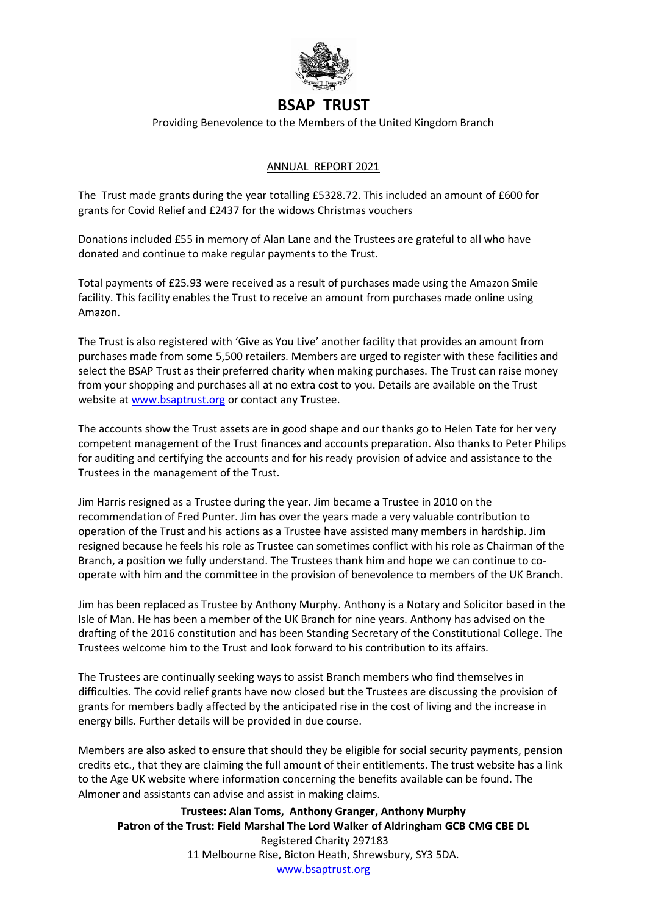# BSAP TRUST

Providing Benevolence to the Members of the United Kingdom Branch

## ANNUAL REPORT 2021

The Trust made grants during the year totalling £5328.72. This included an amount of £600 for grants for Covid Relief and £2437 for the widows Christmas vouchers

Donations included £55 in memory of Alan Lane and the Trustees are grateful to all who have donated and continue to make regular payments to the Trust.

Total payments of £25.93 were received as a result of purchases made using the Amazon Smile facility. This facility enables the Trust to receive an amount from purchases made online using Amazon.

The Trust is also registered with 'Give as You Live' another facility that provides an amount from purchases made from some 5,500 retailers. Members are urged to register with these facilities and select the BSAP Trust as their preferred charity when making purchases. The Trust can raise money from your shopping and purchases all at no extra cost to you. Details are available on the Trust website at www.bsaptrust.org or contact any Trustee.

The accounts show the Trust assets are in good shape and our thanks go to Helen Tate for her very competent management of the Trust finances and accounts preparation. Also thanks to Peter Philips for auditing and certifying the accounts and for his ready provision of advice and assistance to the Trustees in the management of the Trust.

Jim Harris resigned as a Trustee during the year. Jim became a Trustee in 2010 on the recommendation of Fred Punter. Jim has over the years made a very valuable contribution to operation of the Trust and his actions as a Trustee have assisted many members in hardship. Jim resigned because he feels his role as Trustee can sometimes conflict with his role as Chairman of the Branch, a position we fully understand. The Trustees thank him and hope we can continue to co-operate with him and the committee in the provision of benevolence to members of the UK Branch.

Jim has been replaced as Trustee by Anthony Murphy. Anthony is a Notary and Solicitor based in the Isle of Man. He has been a member of the UK Branch for nine years. Anthony has advised on the drafting of the 2016 constitution and has been Standing Secretary of the Constitutional College. The Trustees welcome him to the Trust and look forward to his contribution to its affairs.

The Trustees are continually seeking ways to assist Branch members who find themselves in difficulties. The covid relief grants have now closed but the Trustees are discussing the provision of grants for members badly affected by the anticipated rise in the cost of living and the increase in energy bills. Further details will be provided in due course.

Members are also asked to ensure that should they be eligible for social security payments, pension credits etc., that they are claiming the full amount of their entitlements. The trust website has a link to the Age UK website where information concerning the benefits available can be found. The Almoner and assistants can advise and assist in making claims.

**Trustees: Alan Toms, Anthony Granger, Anthony Murphy**
**Patron of the Trust: Field Marshal The Lord Walker of Aldringham GCB CMG CBE DL**
Registered Charity 297183
11 Melbourne Rise, Bicton Heath, Shrewsbury, SY3 5DA.
www.bsaptrust.org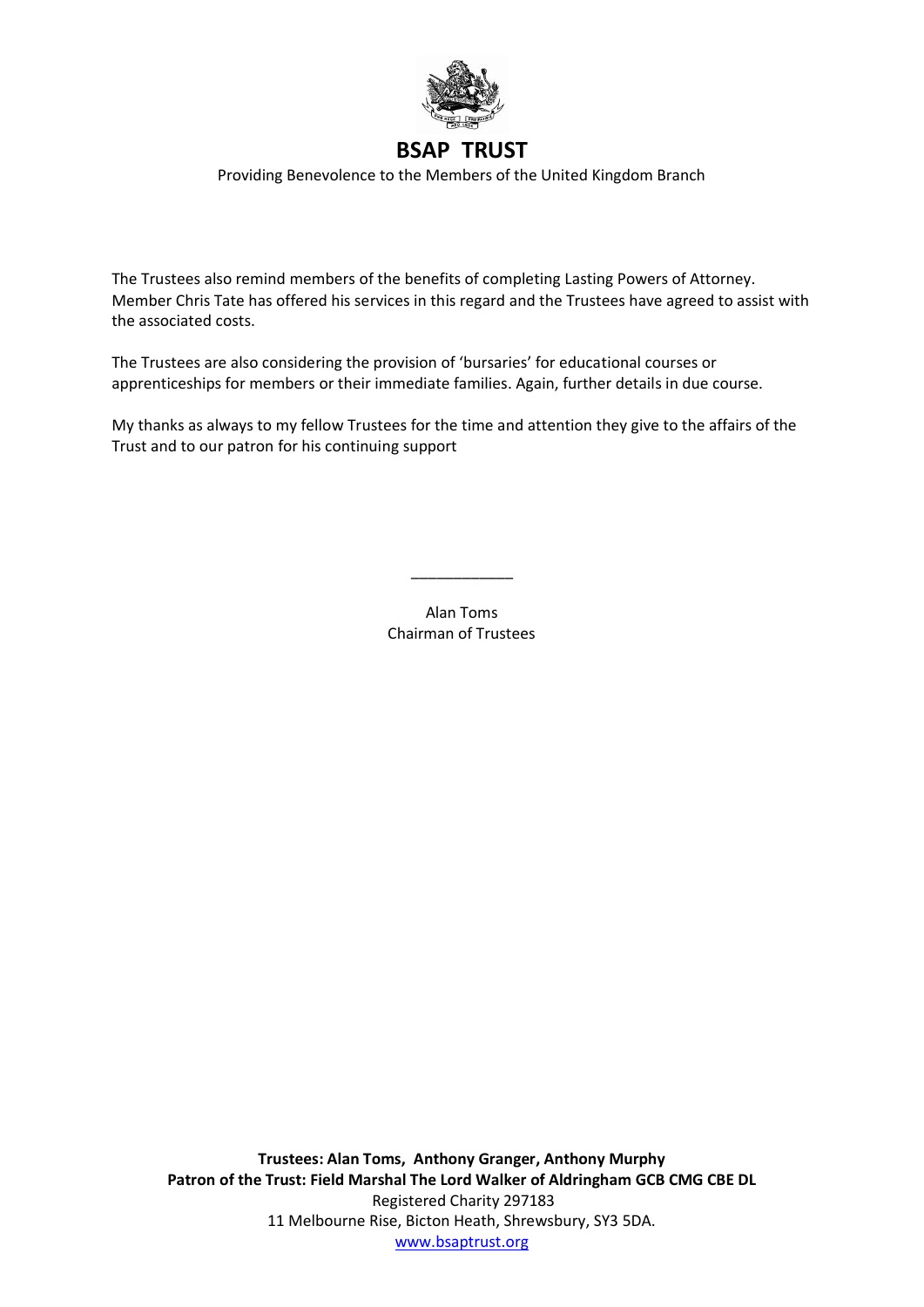# BSAP TRUST

Providing Benevolence to the Members of the United Kingdom Branch

The Trustees also remind members of the benefits of completing Lasting Powers of Attorney. Member Chris Tate has offered his services in this regard and the Trustees have agreed to assist with the associated costs.

The Trustees are also considering the provision of 'bursaries' for educational courses or apprenticeships for members or their immediate families. Again, further details in due course.

My thanks as always to my fellow Trustees for the time and attention they give to the affairs of the Trust and to our patron for his continuing support

\_\_\_\_\_\_\_\_\_\_\_\_

Alan Toms
Chairman of Trustees

**Trustees: Alan Toms, Anthony Granger, Anthony Murphy**
**Patron of the Trust: Field Marshal The Lord Walker of Aldringham GCB CMG CBE DL**
Registered Charity 297183
11 Melbourne Rise, Bicton Heath, Shrewsbury, SY3 5DA.
[www.bsaptrust.org](http://www.bsaptrust.org)